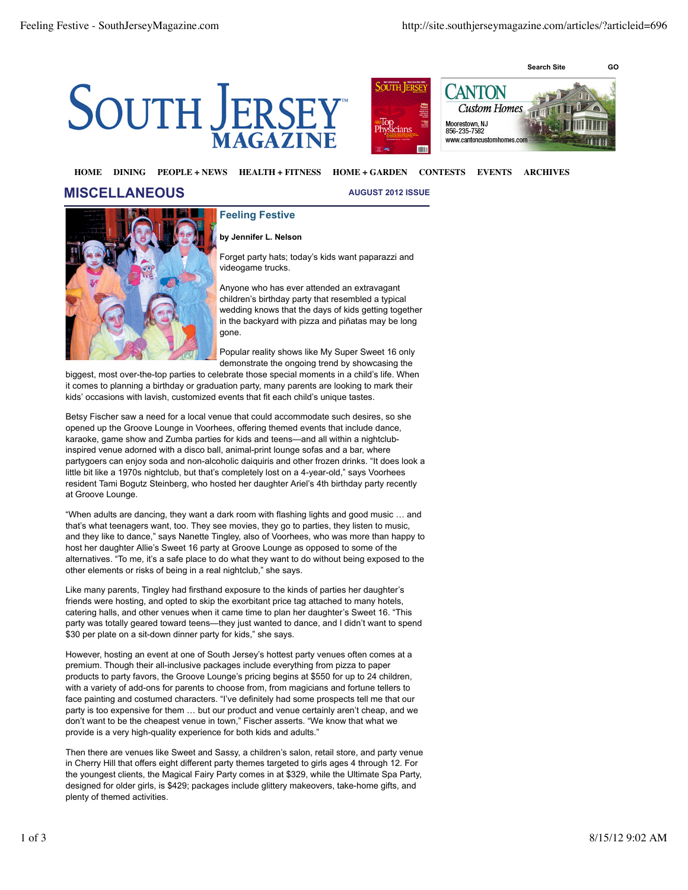MISCELLANEOUS

AUGUST 2012 ISSUE

## Feeling Festive

**by Jennifer L. Nelson**

Forget party hats; today's kids want paparazzi and videogame trucks.

Anyone who has ever attended an extravagant children's birthday party that resembled a typical wedding knows that the days of kids getting together in the backyard with pizza and piñatas may be long gone.

Popular reality shows like My Super Sweet 16 only demonstrate the ongoing trend by showcasing the biggest, most over-the-top parties to celebrate those special moments in a child's life. When it comes to planning a birthday or graduation party, many parents are looking to mark their kids' occasions with lavish, customized events that fit each child's unique tastes.

Betsy Fischer saw a need for a local venue that could accommodate such desires, so she opened up the Groove Lounge in Voorhees, offering themed events that include dance, karaoke, game show and Zumba parties for kids and teens—and all within a nightclub-inspired venue adorned with a disco ball, animal-print lounge sofas and a bar, where partygoers can enjoy soda and non-alcoholic daiquiris and other frozen drinks. "It does look a little bit like a 1970s nightclub, but that's completely lost on a 4-year-old," says Voorhees resident Tami Bogutz Steinberg, who hosted her daughter Ariel's 4th birthday party recently at Groove Lounge.

"When adults are dancing, they want a dark room with flashing lights and good music … and that's what teenagers want, too. They see movies, they go to parties, they listen to music, and they like to dance," says Nanette Tingley, also of Voorhees, who was more than happy to host her daughter Allie's Sweet 16 party at Groove Lounge as opposed to some of the alternatives. "To me, it's a safe place to do what they want to do without being exposed to the other elements or risks of being in a real nightclub," she says.

Like many parents, Tingley had firsthand exposure to the kinds of parties her daughter's friends were hosting, and opted to skip the exorbitant price tag attached to many hotels, catering halls, and other venues when it came time to plan her daughter's Sweet 16. "This party was totally geared toward teens—they just wanted to dance, and I didn't want to spend $30 per plate on a sit-down dinner party for kids," she says.

However, hosting an event at one of South Jersey's hottest party venues often comes at a premium. Though their all-inclusive packages include everything from pizza to paper products to party favors, the Groove Lounge's pricing begins at $550 for up to 24 children, with a variety of add-ons for parents to choose from, from magicians and fortune tellers to face painting and costumed characters. "I've definitely had some prospects tell me that our party is too expensive for them … but our product and venue certainly aren't cheap, and we don't want to be the cheapest venue in town," Fischer asserts. "We know that what we provide is a very high-quality experience for both kids and adults."

Then there are venues like Sweet and Sassy, a children's salon, retail store, and party venue in Cherry Hill that offers eight different party themes targeted to girls ages 4 through 12. For the youngest clients, the Magical Fairy Party comes in at $329, while the Ultimate Spa Party, designed for older girls, is $429; packages include glittery makeovers, take-home gifts, and plenty of themed activities.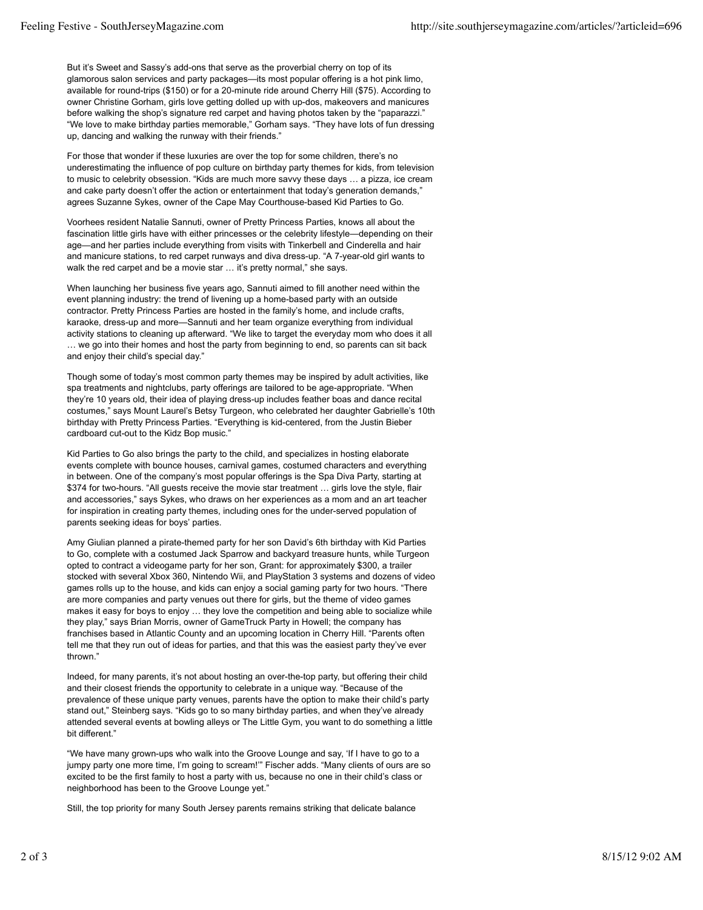But it's Sweet and Sassy's add-ons that serve as the proverbial cherry on top of its glamorous salon services and party packages—its most popular offering is a hot pink limo, available for round-trips ($150) or for a 20-minute ride around Cherry Hill ($75). According to owner Christine Gorham, girls love getting dolled up with up-dos, makeovers and manicures before walking the shop's signature red carpet and having photos taken by the "paparazzi." "We love to make birthday parties memorable," Gorham says. "They have lots of fun dressing up, dancing and walking the runway with their friends."

For those that wonder if these luxuries are over the top for some children, there's no underestimating the influence of pop culture on birthday party themes for kids, from television to music to celebrity obsession. "Kids are much more savvy these days … a pizza, ice cream and cake party doesn't offer the action or entertainment that today's generation demands," agrees Suzanne Sykes, owner of the Cape May Courthouse-based Kid Parties to Go.

Voorhees resident Natalie Sannuti, owner of Pretty Princess Parties, knows all about the fascination little girls have with either princesses or the celebrity lifestyle—depending on their age—and her parties include everything from visits with Tinkerbell and Cinderella and hair and manicure stations, to red carpet runways and diva dress-up. "A 7-year-old girl wants to walk the red carpet and be a movie star … it's pretty normal," she says.

When launching her business five years ago, Sannuti aimed to fill another need within the event planning industry: the trend of livening up a home-based party with an outside contractor. Pretty Princess Parties are hosted in the family's home, and include crafts, karaoke, dress-up and more—Sannuti and her team organize everything from individual activity stations to cleaning up afterward. "We like to target the everyday mom who does it all … we go into their homes and host the party from beginning to end, so parents can sit back and enjoy their child's special day."

Though some of today's most common party themes may be inspired by adult activities, like spa treatments and nightclubs, party offerings are tailored to be age-appropriate. "When they're 10 years old, their idea of playing dress-up includes feather boas and dance recital costumes," says Mount Laurel's Betsy Turgeon, who celebrated her daughter Gabrielle's 10th birthday with Pretty Princess Parties. "Everything is kid-centered, from the Justin Bieber cardboard cut-out to the Kidz Bop music."

Kid Parties to Go also brings the party to the child, and specializes in hosting elaborate events complete with bounce houses, carnival games, costumed characters and everything in between. One of the company's most popular offerings is the Spa Diva Party, starting at $374 for two-hours. "All guests receive the movie star treatment … girls love the style, flair and accessories," says Sykes, who draws on her experiences as a mom and an art teacher for inspiration in creating party themes, including ones for the under-served population of parents seeking ideas for boys' parties.

Amy Giulian planned a pirate-themed party for her son David's 6th birthday with Kid Parties to Go, complete with a costumed Jack Sparrow and backyard treasure hunts, while Turgeon opted to contract a videogame party for her son, Grant: for approximately $300, a trailer stocked with several Xbox 360, Nintendo Wii, and PlayStation 3 systems and dozens of video games rolls up to the house, and kids can enjoy a social gaming party for two hours. "There are more companies and party venues out there for girls, but the theme of video games makes it easy for boys to enjoy … they love the competition and being able to socialize while they play," says Brian Morris, owner of GameTruck Party in Howell; the company has franchises based in Atlantic County and an upcoming location in Cherry Hill. "Parents often tell me that they run out of ideas for parties, and that this was the easiest party they've ever thrown."

Indeed, for many parents, it's not about hosting an over-the-top party, but offering their child and their closest friends the opportunity to celebrate in a unique way. "Because of the prevalence of these unique party venues, parents have the option to make their child's party stand out," Steinberg says. "Kids go to so many birthday parties, and when they've already attended several events at bowling alleys or The Little Gym, you want to do something a little bit different."

"We have many grown-ups who walk into the Groove Lounge and say, 'If I have to go to a jumpy party one more time, I'm going to scream!'" Fischer adds. "Many clients of ours are so excited to be the first family to host a party with us, because no one in their child's class or neighborhood has been to the Groove Lounge yet."

Still, the top priority for many South Jersey parents remains striking that delicate balance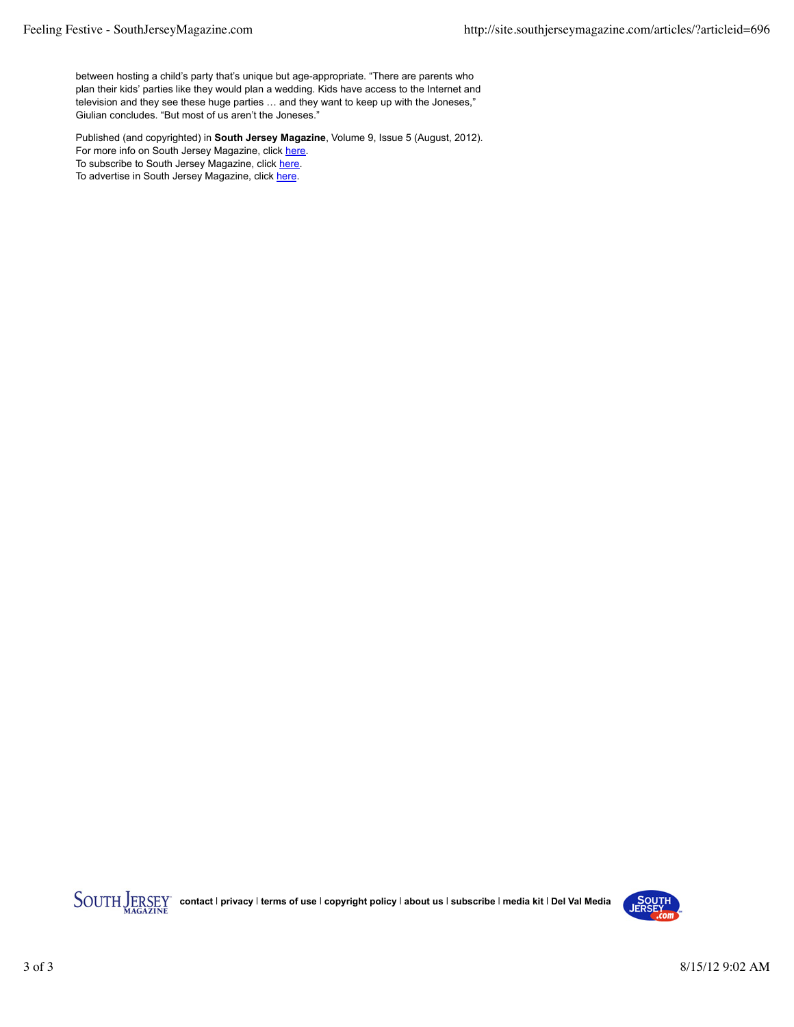between hosting a child's party that's unique but age-appropriate. "There are parents who plan their kids' parties like they would plan a wedding. Kids have access to the Internet and television and they see these huge parties … and they want to keep up with the Joneses," Giulian concludes. "But most of us aren't the Joneses."

Published (and copyrighted) in **South Jersey Magazine**, Volume 9, Issue 5 (August, 2012).
For more info on South Jersey Magazine, click here.
To subscribe to South Jersey Magazine, click here.
To advertise in South Jersey Magazine, click here.

SOUTH JERSEY MAGAZINE **contact** | **privacy** | **terms of use** | **copyright policy** | **about us** | **subscribe** | **media kit** | **Del Val Media**